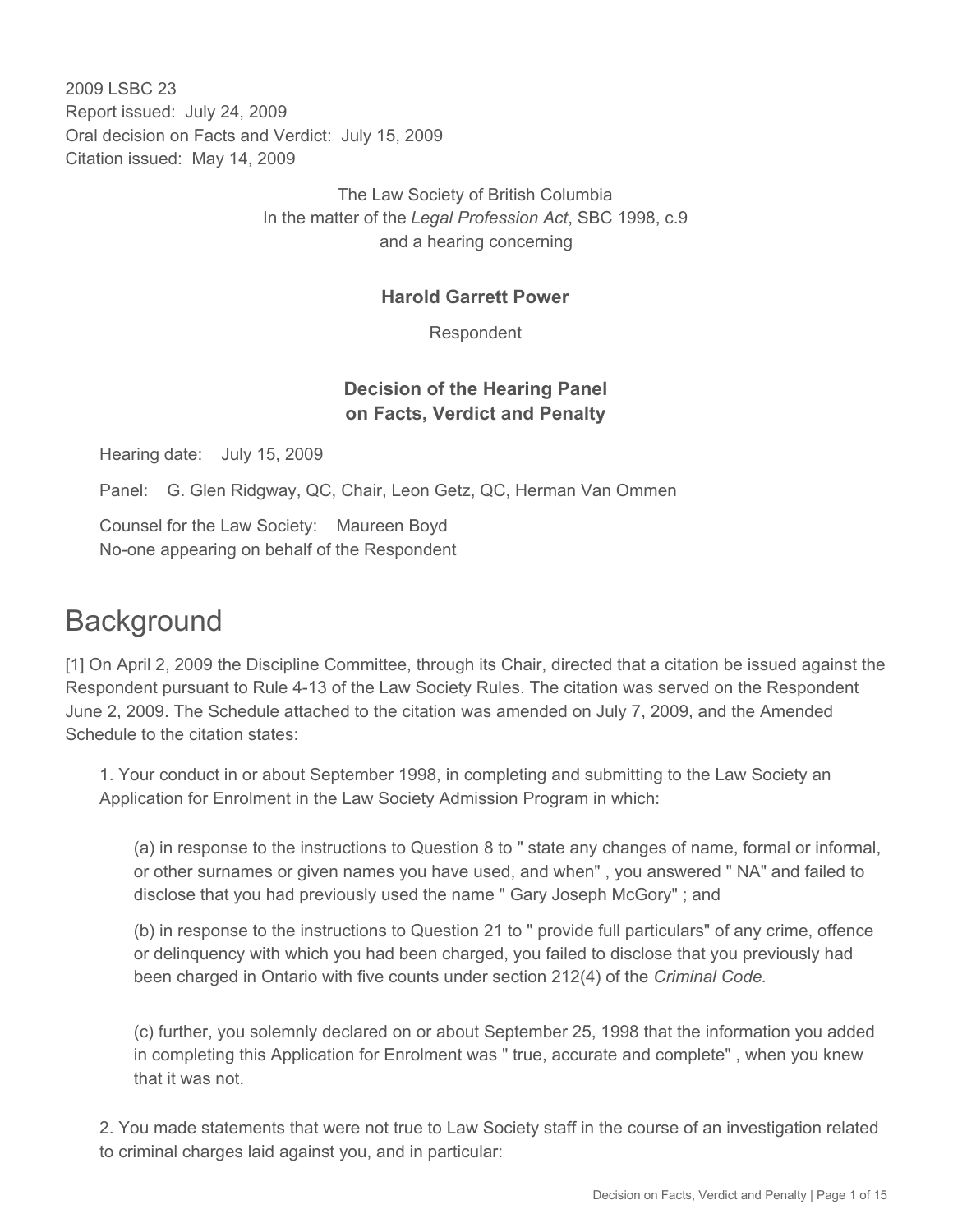2009 LSBC 23
Report issued: July 24, 2009
Oral decision on Facts and Verdict: July 15, 2009
Citation issued: May 14, 2009

The Law Society of British Columbia
In the matter of the *Legal Profession Act*, SBC 1998, c.9
and a hearing concerning

**Harold Garrett Power**

Respondent

**Decision of the Hearing Panel on Facts, Verdict and Penalty**

Hearing date: July 15, 2009

Panel: G. Glen Ridgway, QC, Chair, Leon Getz, QC, Herman Van Ommen

Counsel for the Law Society: Maureen Boyd
No-one appearing on behalf of the Respondent

# Background

[1] On April 2, 2009 the Discipline Committee, through its Chair, directed that a citation be issued against the Respondent pursuant to Rule 4-13 of the Law Society Rules. The citation was served on the Respondent June 2, 2009. The Schedule attached to the citation was amended on July 7, 2009, and the Amended Schedule to the citation states:

> 1. Your conduct in or about September 1998, in completing and submitting to the Law Society an Application for Enrolment in the Law Society Admission Program in which:
>
> > (a) in response to the instructions to Question 8 to " state any changes of name, formal or informal, or other surnames or given names you have used, and when" , you answered " NA" and failed to disclose that you had previously used the name " Gary Joseph McGory" ; and
> >
> > (b) in response to the instructions to Question 21 to " provide full particulars" of any crime, offence or delinquency with which you had been charged, you failed to disclose that you previously had been charged in Ontario with five counts under section 212(4) of the *Criminal Code.*
> >
> > (c) further, you solemnly declared on or about September 25, 1998 that the information you added in completing this Application for Enrolment was " true, accurate and complete" , when you knew that it was not.
>
> 2. You made statements that were not true to Law Society staff in the course of an investigation related to criminal charges laid against you, and in particular: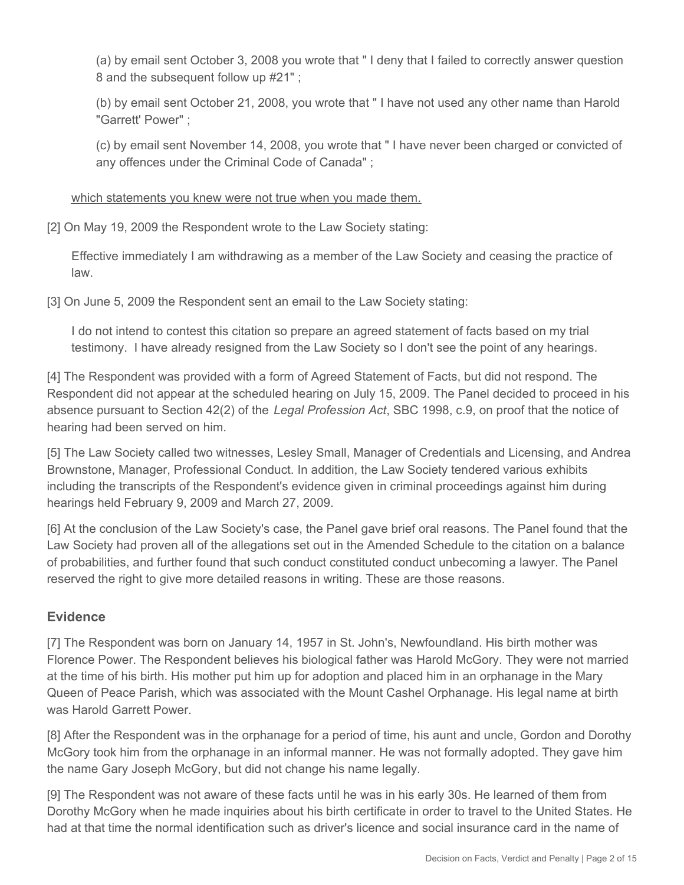(a) by email sent October 3, 2008 you wrote that " I deny that I failed to correctly answer question 8 and the subsequent follow up #21" ;

(b) by email sent October 21, 2008, you wrote that " I have not used any other name than Harold "Garrett' Power" ;

(c) by email sent November 14, 2008, you wrote that " I have never been charged or convicted of any offences under the Criminal Code of Canada" ;

<u>which statements you knew were not true when you made them.</u>

[2] On May 19, 2009 the Respondent wrote to the Law Society stating:

> Effective immediately I am withdrawing as a member of the Law Society and ceasing the practice of law.

[3] On June 5, 2009 the Respondent sent an email to the Law Society stating:

> I do not intend to contest this citation so prepare an agreed statement of facts based on my trial testimony. I have already resigned from the Law Society so I don't see the point of any hearings.

[4] The Respondent was provided with a form of Agreed Statement of Facts, but did not respond. The Respondent did not appear at the scheduled hearing on July 15, 2009. The Panel decided to proceed in his absence pursuant to Section 42(2) of the *Legal Profession Act*, SBC 1998, c.9, on proof that the notice of hearing had been served on him.

[5] The Law Society called two witnesses, Lesley Small, Manager of Credentials and Licensing, and Andrea Brownstone, Manager, Professional Conduct. In addition, the Law Society tendered various exhibits including the transcripts of the Respondent's evidence given in criminal proceedings against him during hearings held February 9, 2009 and March 27, 2009.

[6] At the conclusion of the Law Society's case, the Panel gave brief oral reasons. The Panel found that the Law Society had proven all of the allegations set out in the Amended Schedule to the citation on a balance of probabilities, and further found that such conduct constituted conduct unbecoming a lawyer. The Panel reserved the right to give more detailed reasons in writing. These are those reasons.

## Evidence

[7] The Respondent was born on January 14, 1957 in St. John's, Newfoundland. His birth mother was Florence Power. The Respondent believes his biological father was Harold McGory. They were not married at the time of his birth. His mother put him up for adoption and placed him in an orphanage in the Mary Queen of Peace Parish, which was associated with the Mount Cashel Orphanage. His legal name at birth was Harold Garrett Power.

[8] After the Respondent was in the orphanage for a period of time, his aunt and uncle, Gordon and Dorothy McGory took him from the orphanage in an informal manner. He was not formally adopted. They gave him the name Gary Joseph McGory, but did not change his name legally.

[9] The Respondent was not aware of these facts until he was in his early 30s. He learned of them from Dorothy McGory when he made inquiries about his birth certificate in order to travel to the United States. He had at that time the normal identification such as driver's licence and social insurance card in the name of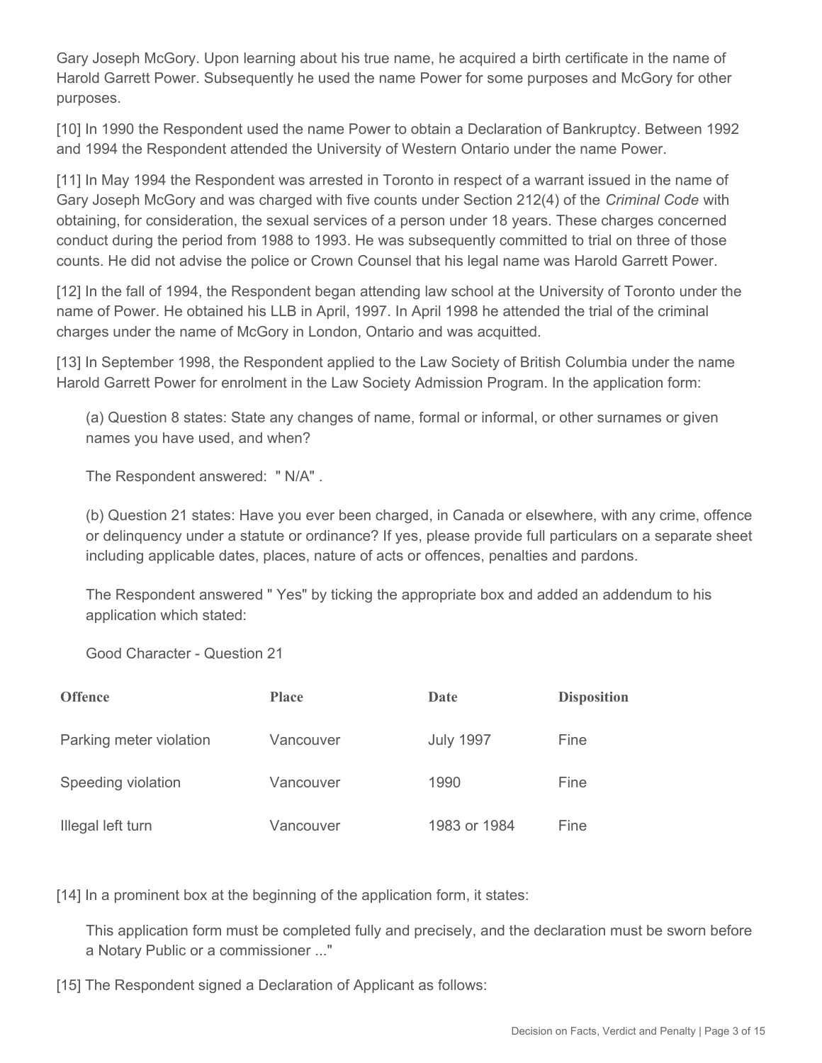Gary Joseph McGory. Upon learning about his true name, he acquired a birth certificate in the name of Harold Garrett Power. Subsequently he used the name Power for some purposes and McGory for other purposes.

[10] In 1990 the Respondent used the name Power to obtain a Declaration of Bankruptcy. Between 1992 and 1994 the Respondent attended the University of Western Ontario under the name Power.

[11] In May 1994 the Respondent was arrested in Toronto in respect of a warrant issued in the name of Gary Joseph McGory and was charged with five counts under Section 212(4) of the *Criminal Code* with obtaining, for consideration, the sexual services of a person under 18 years. These charges concerned conduct during the period from 1988 to 1993. He was subsequently committed to trial on three of those counts. He did not advise the police or Crown Counsel that his legal name was Harold Garrett Power.

[12] In the fall of 1994, the Respondent began attending law school at the University of Toronto under the name of Power. He obtained his LLB in April, 1997. In April 1998 he attended the trial of the criminal charges under the name of McGory in London, Ontario and was acquitted.

[13] In September 1998, the Respondent applied to the Law Society of British Columbia under the name Harold Garrett Power for enrolment in the Law Society Admission Program. In the application form:

> (a) Question 8 states: State any changes of name, formal or informal, or other surnames or given names you have used, and when?
>
> The Respondent answered: " N/A" .
>
> (b) Question 21 states: Have you ever been charged, in Canada or elsewhere, with any crime, offence or delinquency under a statute or ordinance? If yes, please provide full particulars on a separate sheet including applicable dates, places, nature of acts or offences, penalties and pardons.
>
> The Respondent answered " Yes" by ticking the appropriate box and added an addendum to his application which stated:
>
> Good Character - Question 21

| Offence | Place | Date | Disposition |
|---|---|---|---|
| Parking meter violation | Vancouver | July 1997 | Fine |
| Speeding violation | Vancouver | 1990 | Fine |
| Illegal left turn | Vancouver | 1983 or 1984 | Fine |

[14] In a prominent box at the beginning of the application form, it states:

> This application form must be completed fully and precisely, and the declaration must be sworn before a Notary Public or a commissioner ..."

[15] The Respondent signed a Declaration of Applicant as follows: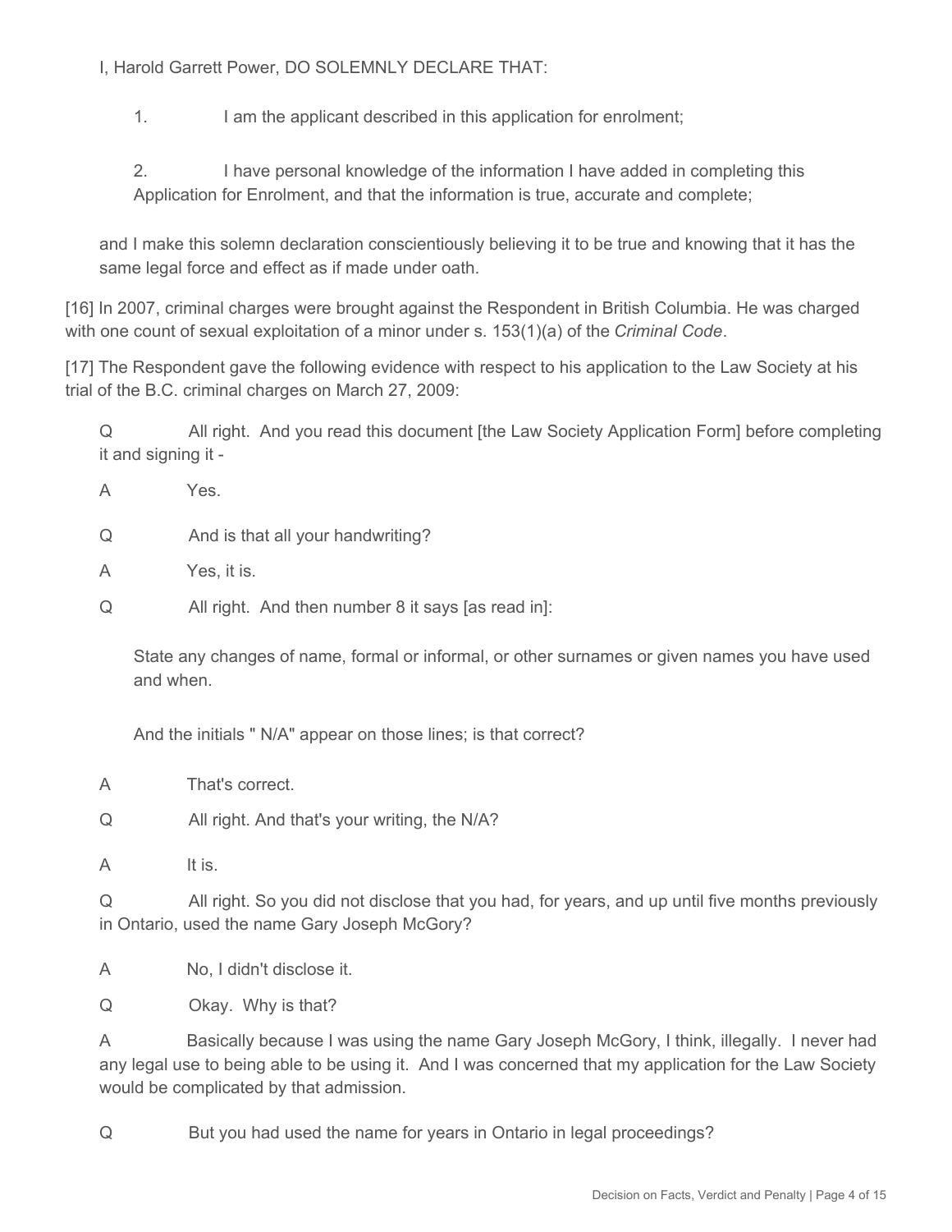I, Harold Garrett Power, DO SOLEMNLY DECLARE THAT:

> 1. I am the applicant described in this application for enrolment;
>
> 2. I have personal knowledge of the information I have added in completing this Application for Enrolment, and that the information is true, accurate and complete;

and I make this solemn declaration conscientiously believing it to be true and knowing that it has the same legal force and effect as if made under oath.

[16] In 2007, criminal charges were brought against the Respondent in British Columbia. He was charged with one count of sexual exploitation of a minor under s. 153(1)(a) of the *Criminal Code*.

[17] The Respondent gave the following evidence with respect to his application to the Law Society at his trial of the B.C. criminal charges on March 27, 2009:

> Q All right. And you read this document [the Law Society Application Form] before completing it and signing it -
>
> A Yes.
>
> Q And is that all your handwriting?
>
> A Yes, it is.
>
> Q All right. And then number 8 it says [as read in]:
>
> > State any changes of name, formal or informal, or other surnames or given names you have used and when.
> >
> > And the initials " N/A" appear on those lines; is that correct?
>
> A That's correct.
>
> Q All right. And that's your writing, the N/A?
>
> A It is.
>
> Q All right. So you did not disclose that you had, for years, and up until five months previously in Ontario, used the name Gary Joseph McGory?
>
> A No, I didn't disclose it.
>
> Q Okay. Why is that?
>
> A Basically because I was using the name Gary Joseph McGory, I think, illegally. I never had any legal use to being able to be using it. And I was concerned that my application for the Law Society would be complicated by that admission.
>
> Q But you had used the name for years in Ontario in legal proceedings?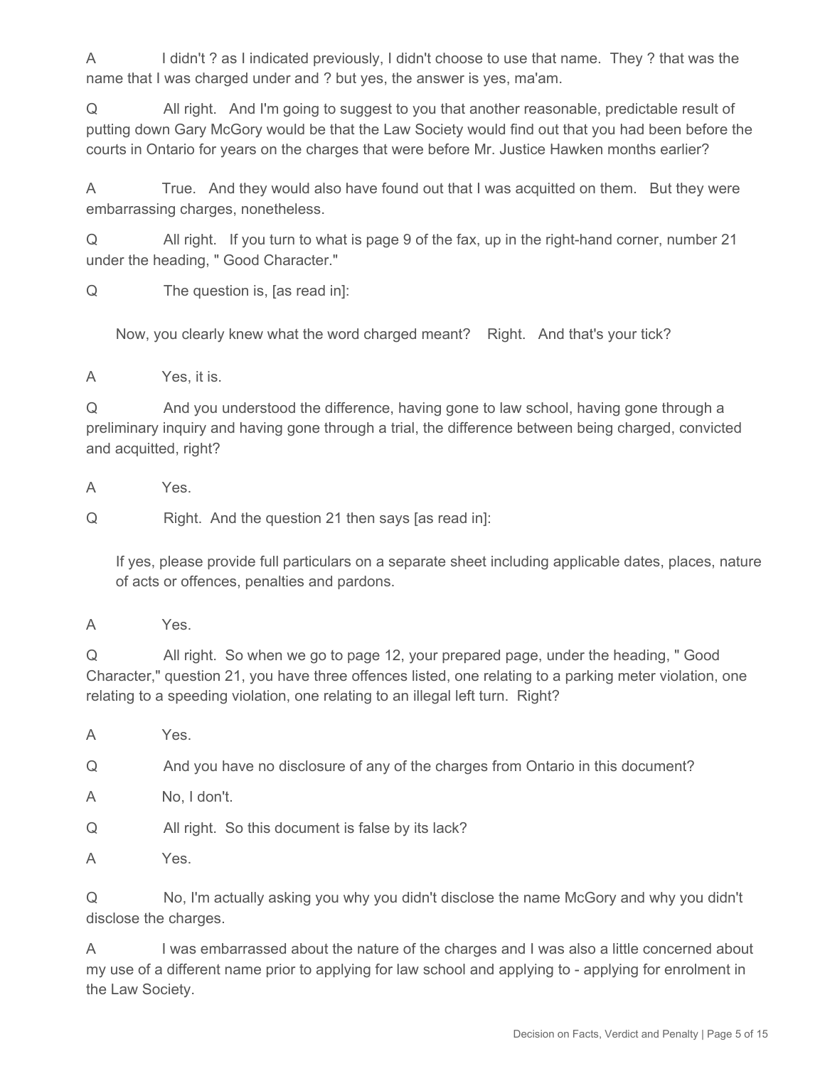A I didn't ? as I indicated previously, I didn't choose to use that name. They ? that was the name that I was charged under and ? but yes, the answer is yes, ma'am.

Q All right. And I'm going to suggest to you that another reasonable, predictable result of putting down Gary McGory would be that the Law Society would find out that you had been before the courts in Ontario for years on the charges that were before Mr. Justice Hawken months earlier?

A True. And they would also have found out that I was acquitted on them. But they were embarrassing charges, nonetheless.

Q All right. If you turn to what is page 9 of the fax, up in the right-hand corner, number 21 under the heading, " Good Character."

Q The question is, [as read in]:

> Now, you clearly knew what the word charged meant? Right. And that's your tick?

A Yes, it is.

Q And you understood the difference, having gone to law school, having gone through a preliminary inquiry and having gone through a trial, the difference between being charged, convicted and acquitted, right?

A Yes.

Q Right. And the question 21 then says [as read in]:

> If yes, please provide full particulars on a separate sheet including applicable dates, places, nature of acts or offences, penalties and pardons.

A Yes.

Q All right. So when we go to page 12, your prepared page, under the heading, " Good Character," question 21, you have three offences listed, one relating to a parking meter violation, one relating to a speeding violation, one relating to an illegal left turn. Right?

A Yes.

Q And you have no disclosure of any of the charges from Ontario in this document?

A No, I don't.

Q All right. So this document is false by its lack?

A Yes.

Q No, I'm actually asking you why you didn't disclose the name McGory and why you didn't disclose the charges.

A I was embarrassed about the nature of the charges and I was also a little concerned about my use of a different name prior to applying for law school and applying to - applying for enrolment in the Law Society.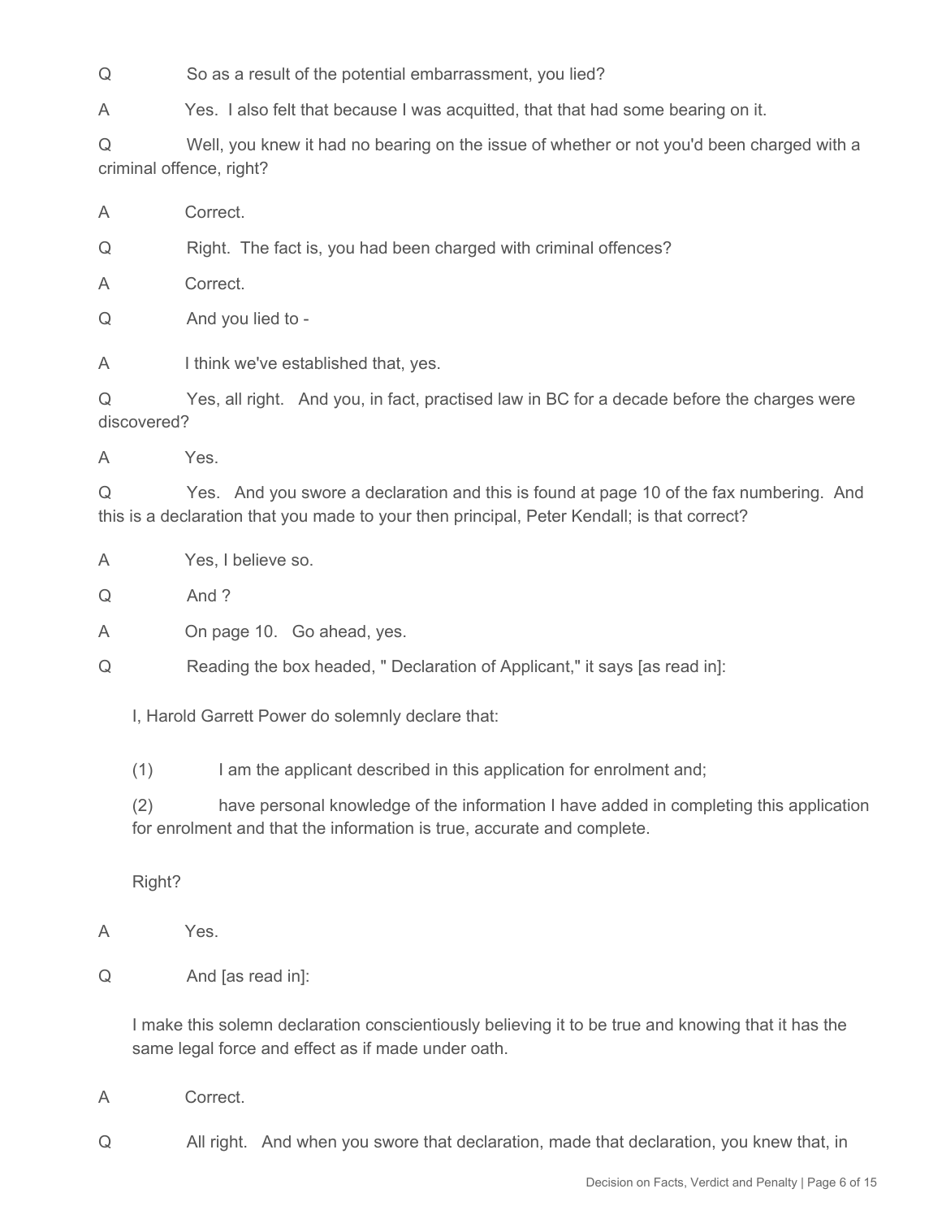Q So as a result of the potential embarrassment, you lied?

A Yes. I also felt that because I was acquitted, that that had some bearing on it.

Q Well, you knew it had no bearing on the issue of whether or not you'd been charged with a criminal offence, right?

A Correct.

Q Right. The fact is, you had been charged with criminal offences?

A Correct.

Q And you lied to -

A I think we've established that, yes.

Q Yes, all right. And you, in fact, practised law in BC for a decade before the charges were discovered?

A Yes.

Q Yes. And you swore a declaration and this is found at page 10 of the fax numbering. And this is a declaration that you made to your then principal, Peter Kendall; is that correct?

A Yes, I believe so.

Q And ?

A On page 10. Go ahead, yes.

Q Reading the box headed, " Declaration of Applicant," it says [as read in]:

> I, Harold Garrett Power do solemnly declare that:
>
> (1) I am the applicant described in this application for enrolment and;
>
> (2) have personal knowledge of the information I have added in completing this application for enrolment and that the information is true, accurate and complete.
>
> Right?

A Yes.

Q And [as read in]:

> I make this solemn declaration conscientiously believing it to be true and knowing that it has the same legal force and effect as if made under oath.

A Correct.

Q All right. And when you swore that declaration, made that declaration, you knew that, in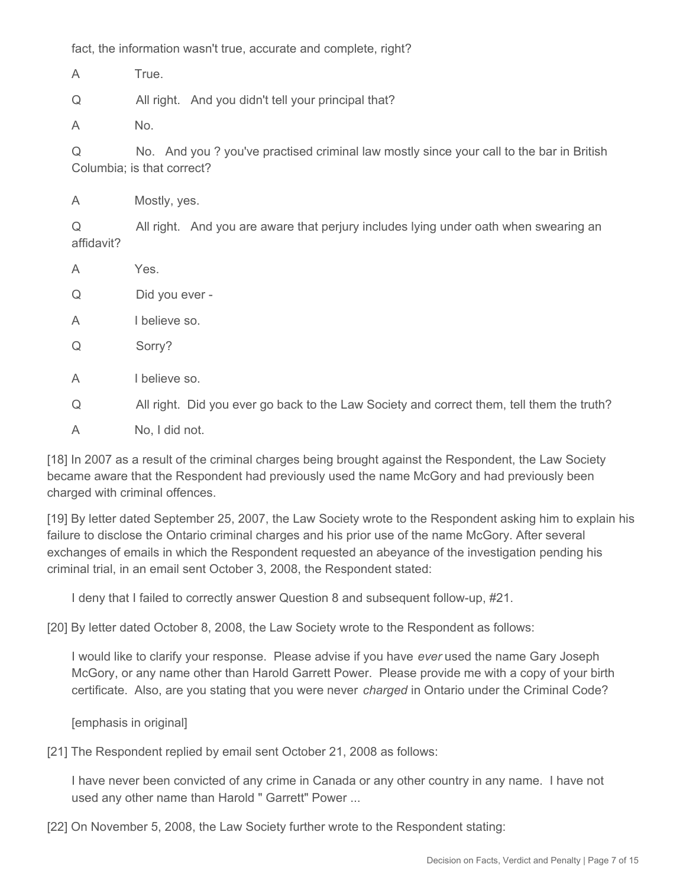fact, the information wasn't true, accurate and complete, right?

A True.

Q All right. And you didn't tell your principal that?

A No.

Q No. And you ? you've practised criminal law mostly since your call to the bar in British Columbia; is that correct?

A Mostly, yes.

Q All right. And you are aware that perjury includes lying under oath when swearing an affidavit?

A Yes.

Q Did you ever -

A I believe so.

Q Sorry?

A I believe so.

Q All right. Did you ever go back to the Law Society and correct them, tell them the truth?

A No, I did not.

[18] In 2007 as a result of the criminal charges being brought against the Respondent, the Law Society became aware that the Respondent had previously used the name McGory and had previously been charged with criminal offences.

[19] By letter dated September 25, 2007, the Law Society wrote to the Respondent asking him to explain his failure to disclose the Ontario criminal charges and his prior use of the name McGory. After several exchanges of emails in which the Respondent requested an abeyance of the investigation pending his criminal trial, in an email sent October 3, 2008, the Respondent stated:

> I deny that I failed to correctly answer Question 8 and subsequent follow-up, #21.

[20] By letter dated October 8, 2008, the Law Society wrote to the Respondent as follows:

> I would like to clarify your response. Please advise if you have *ever* used the name Gary Joseph McGory, or any name other than Harold Garrett Power. Please provide me with a copy of your birth certificate. Also, are you stating that you were never *charged* in Ontario under the Criminal Code?
>
> [emphasis in original]

[21] The Respondent replied by email sent October 21, 2008 as follows:

> I have never been convicted of any crime in Canada or any other country in any name. I have not used any other name than Harold " Garrett" Power ...

[22] On November 5, 2008, the Law Society further wrote to the Respondent stating: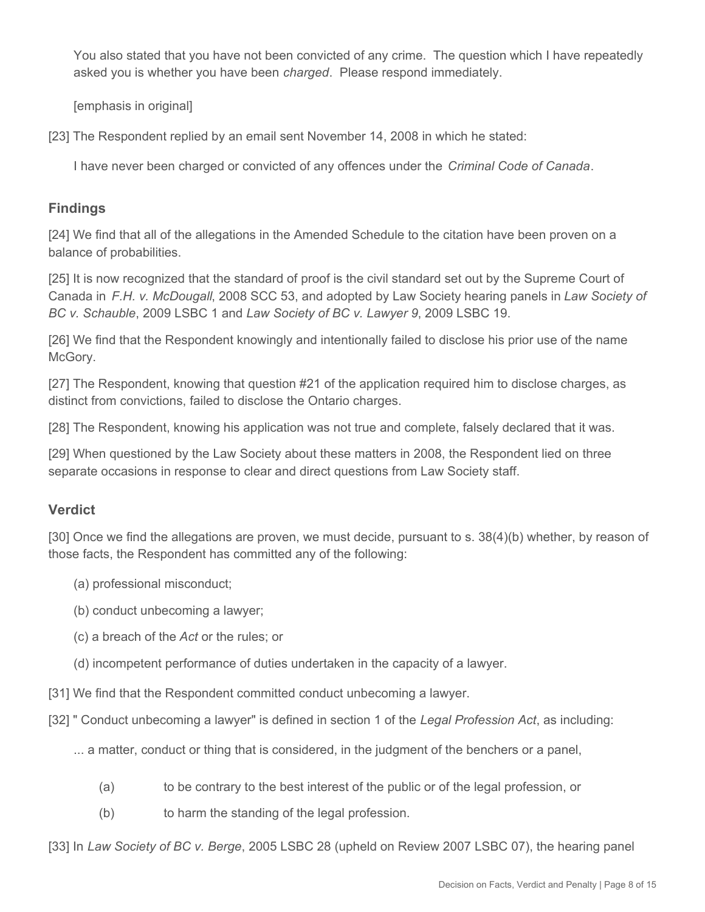> You also stated that you have not been convicted of any crime. The question which I have repeatedly asked you is whether you have been *charged*. Please respond immediately.
>
> [emphasis in original]

[23] The Respondent replied by an email sent November 14, 2008 in which he stated:

> I have never been charged or convicted of any offences under the *Criminal Code of Canada*.

## Findings

[24] We find that all of the allegations in the Amended Schedule to the citation have been proven on a balance of probabilities.

[25] It is now recognized that the standard of proof is the civil standard set out by the Supreme Court of Canada in *F.H. v. McDougall*, 2008 SCC 53, and adopted by Law Society hearing panels in *Law Society of BC v. Schauble*, 2009 LSBC 1 and *Law Society of BC v. Lawyer 9*, 2009 LSBC 19.

[26] We find that the Respondent knowingly and intentionally failed to disclose his prior use of the name McGory.

[27] The Respondent, knowing that question #21 of the application required him to disclose charges, as distinct from convictions, failed to disclose the Ontario charges.

[28] The Respondent, knowing his application was not true and complete, falsely declared that it was.

[29] When questioned by the Law Society about these matters in 2008, the Respondent lied on three separate occasions in response to clear and direct questions from Law Society staff.

## Verdict

[30] Once we find the allegations are proven, we must decide, pursuant to s. 38(4)(b) whether, by reason of those facts, the Respondent has committed any of the following:

> (a) professional misconduct;
>
> (b) conduct unbecoming a lawyer;
>
> (c) a breach of the *Act* or the rules; or
>
> (d) incompetent performance of duties undertaken in the capacity of a lawyer.

[31] We find that the Respondent committed conduct unbecoming a lawyer.

[32] " Conduct unbecoming a lawyer" is defined in section 1 of the *Legal Profession Act*, as including:

> ... a matter, conduct or thing that is considered, in the judgment of the benchers or a panel,
>
> (a) to be contrary to the best interest of the public or of the legal profession, or
>
> (b) to harm the standing of the legal profession.

[33] In *Law Society of BC v. Berge*, 2005 LSBC 28 (upheld on Review 2007 LSBC 07), the hearing panel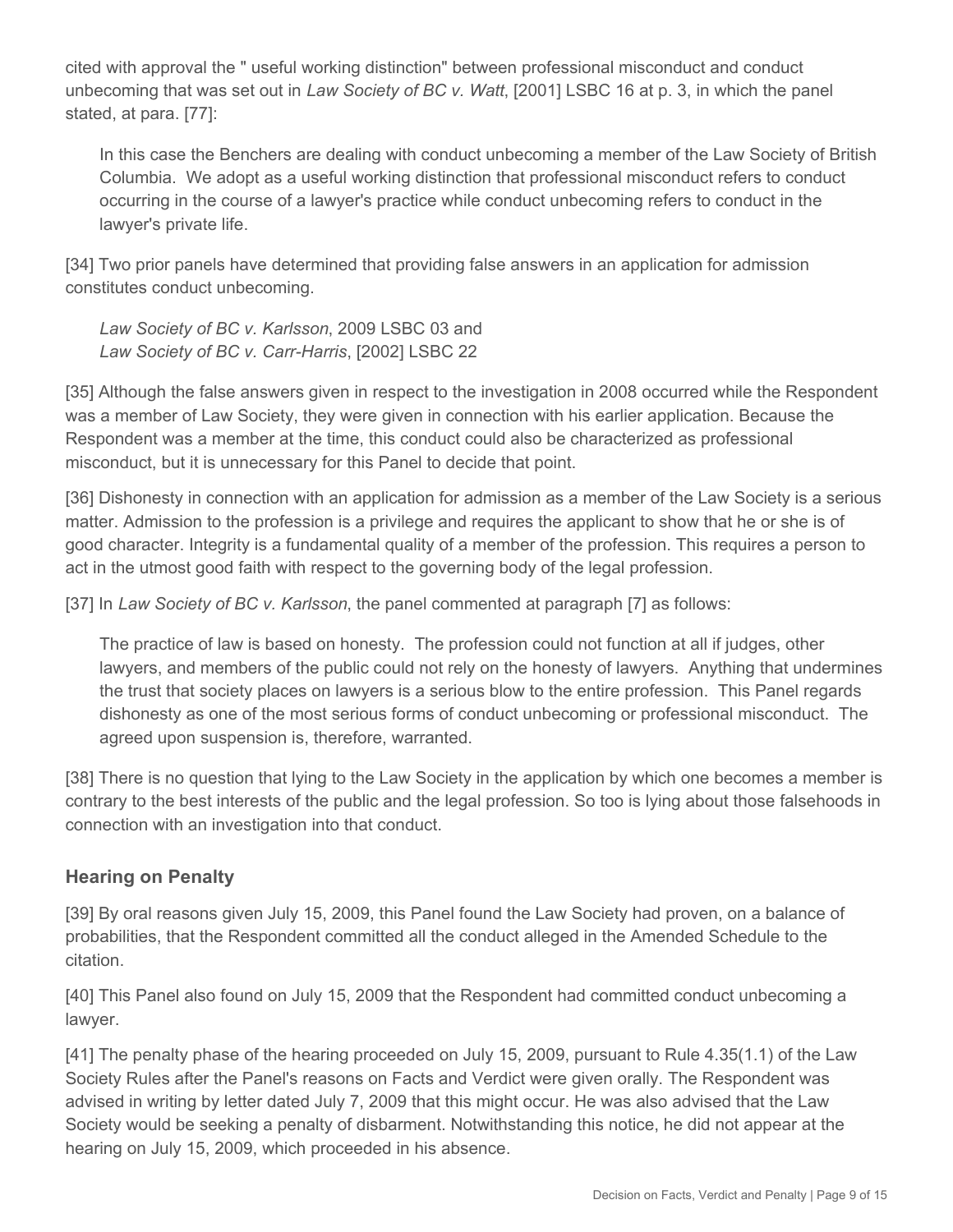cited with approval the " useful working distinction" between professional misconduct and conduct unbecoming that was set out in *Law Society of BC v. Watt*, [2001] LSBC 16 at p. 3, in which the panel stated, at para. [77]:

> In this case the Benchers are dealing with conduct unbecoming a member of the Law Society of British Columbia. We adopt as a useful working distinction that professional misconduct refers to conduct occurring in the course of a lawyer's practice while conduct unbecoming refers to conduct in the lawyer's private life.

[34] Two prior panels have determined that providing false answers in an application for admission constitutes conduct unbecoming.

> *Law Society of BC v. Karlsson*, 2009 LSBC 03 and
> *Law Society of BC v. Carr-Harris*, [2002] LSBC 22

[35] Although the false answers given in respect to the investigation in 2008 occurred while the Respondent was a member of Law Society, they were given in connection with his earlier application. Because the Respondent was a member at the time, this conduct could also be characterized as professional misconduct, but it is unnecessary for this Panel to decide that point.

[36] Dishonesty in connection with an application for admission as a member of the Law Society is a serious matter. Admission to the profession is a privilege and requires the applicant to show that he or she is of good character. Integrity is a fundamental quality of a member of the profession. This requires a person to act in the utmost good faith with respect to the governing body of the legal profession.

[37] In *Law Society of BC v. Karlsson*, the panel commented at paragraph [7] as follows:

> The practice of law is based on honesty. The profession could not function at all if judges, other lawyers, and members of the public could not rely on the honesty of lawyers. Anything that undermines the trust that society places on lawyers is a serious blow to the entire profession. This Panel regards dishonesty as one of the most serious forms of conduct unbecoming or professional misconduct. The agreed upon suspension is, therefore, warranted.

[38] There is no question that lying to the Law Society in the application by which one becomes a member is contrary to the best interests of the public and the legal profession. So too is lying about those falsehoods in connection with an investigation into that conduct.

## Hearing on Penalty

[39] By oral reasons given July 15, 2009, this Panel found the Law Society had proven, on a balance of probabilities, that the Respondent committed all the conduct alleged in the Amended Schedule to the citation.

[40] This Panel also found on July 15, 2009 that the Respondent had committed conduct unbecoming a lawyer.

[41] The penalty phase of the hearing proceeded on July 15, 2009, pursuant to Rule 4.35(1.1) of the Law Society Rules after the Panel's reasons on Facts and Verdict were given orally. The Respondent was advised in writing by letter dated July 7, 2009 that this might occur. He was also advised that the Law Society would be seeking a penalty of disbarment. Notwithstanding this notice, he did not appear at the hearing on July 15, 2009, which proceeded in his absence.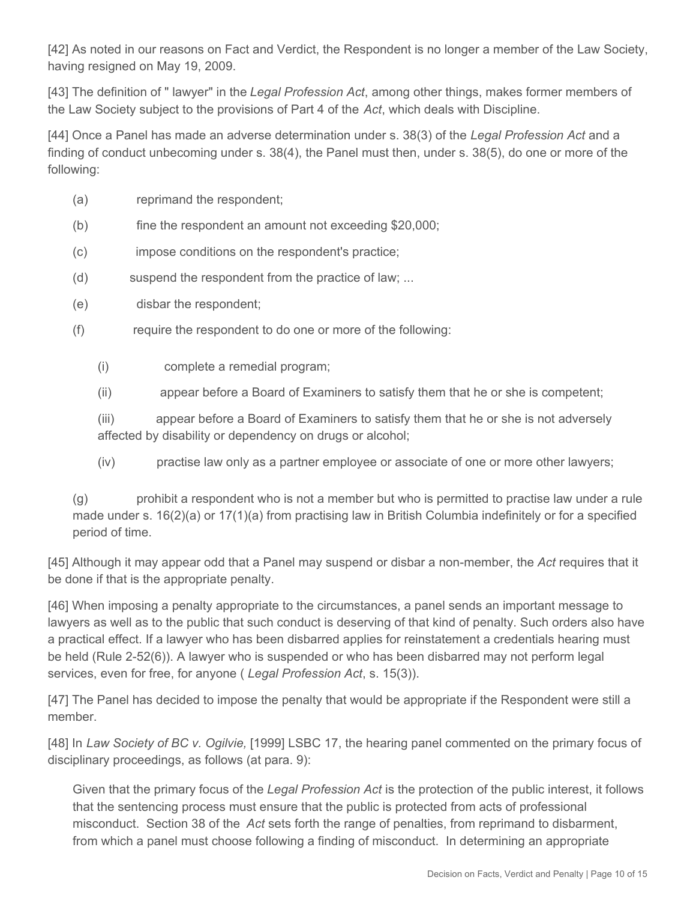[42] As noted in our reasons on Fact and Verdict, the Respondent is no longer a member of the Law Society, having resigned on May 19, 2009.

[43] The definition of " lawyer" in the *Legal Profession Act*, among other things, makes former members of the Law Society subject to the provisions of Part 4 of the *Act*, which deals with Discipline.

[44] Once a Panel has made an adverse determination under s. 38(3) of the *Legal Profession Act* and a finding of conduct unbecoming under s. 38(4), the Panel must then, under s. 38(5), do one or more of the following:

(a) reprimand the respondent;

(b) fine the respondent an amount not exceeding $20,000;

(c) impose conditions on the respondent's practice;

(d) suspend the respondent from the practice of law; ...

(e) disbar the respondent;

(f) require the respondent to do one or more of the following:

> (i) complete a remedial program;
>
> (ii) appear before a Board of Examiners to satisfy them that he or she is competent;
>
> (iii) appear before a Board of Examiners to satisfy them that he or she is not adversely affected by disability or dependency on drugs or alcohol;
>
> (iv) practise law only as a partner employee or associate of one or more other lawyers;

(g) prohibit a respondent who is not a member but who is permitted to practise law under a rule made under s. 16(2)(a) or 17(1)(a) from practising law in British Columbia indefinitely or for a specified period of time.

[45] Although it may appear odd that a Panel may suspend or disbar a non-member, the *Act* requires that it be done if that is the appropriate penalty.

[46] When imposing a penalty appropriate to the circumstances, a panel sends an important message to lawyers as well as to the public that such conduct is deserving of that kind of penalty. Such orders also have a practical effect. If a lawyer who has been disbarred applies for reinstatement a credentials hearing must be held (Rule 2-52(6)). A lawyer who is suspended or who has been disbarred may not perform legal services, even for free, for anyone ( *Legal Profession Act*, s. 15(3)).

[47] The Panel has decided to impose the penalty that would be appropriate if the Respondent were still a member.

[48] In *Law Society of BC v. Ogilvie,* [1999] LSBC 17, the hearing panel commented on the primary focus of disciplinary proceedings, as follows (at para. 9):

> Given that the primary focus of the *Legal Profession Act* is the protection of the public interest, it follows that the sentencing process must ensure that the public is protected from acts of professional misconduct. Section 38 of the *Act* sets forth the range of penalties, from reprimand to disbarment, from which a panel must choose following a finding of misconduct. In determining an appropriate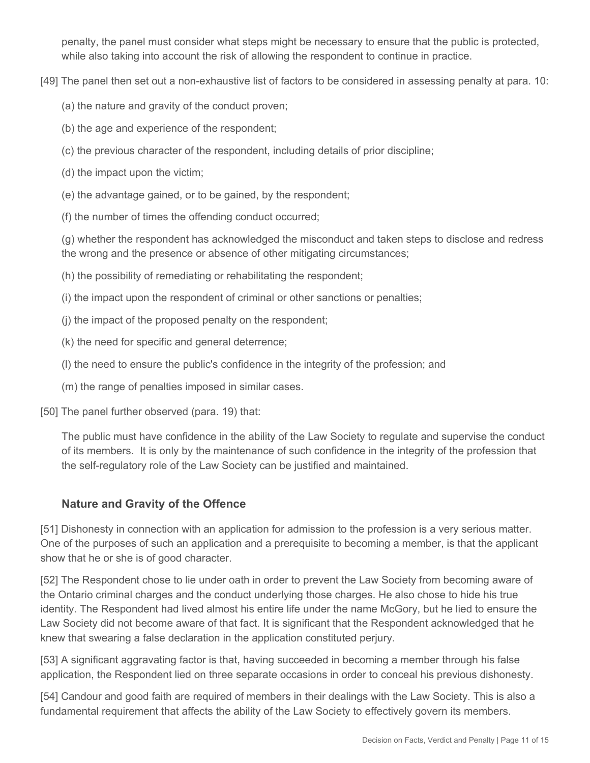penalty, the panel must consider what steps might be necessary to ensure that the public is protected, while also taking into account the risk of allowing the respondent to continue in practice.

[49] The panel then set out a non-exhaustive list of factors to be considered in assessing penalty at para. 10:

(a) the nature and gravity of the conduct proven;

(b) the age and experience of the respondent;

(c) the previous character of the respondent, including details of prior discipline;

(d) the impact upon the victim;

(e) the advantage gained, or to be gained, by the respondent;

(f) the number of times the offending conduct occurred;

(g) whether the respondent has acknowledged the misconduct and taken steps to disclose and redress the wrong and the presence or absence of other mitigating circumstances;

(h) the possibility of remediating or rehabilitating the respondent;

(i) the impact upon the respondent of criminal or other sanctions or penalties;

(j) the impact of the proposed penalty on the respondent;

(k) the need for specific and general deterrence;

(l) the need to ensure the public's confidence in the integrity of the profession; and

(m) the range of penalties imposed in similar cases.

[50] The panel further observed (para. 19) that:

> The public must have confidence in the ability of the Law Society to regulate and supervise the conduct of its members. It is only by the maintenance of such confidence in the integrity of the profession that the self-regulatory role of the Law Society can be justified and maintained.

### Nature and Gravity of the Offence

[51] Dishonesty in connection with an application for admission to the profession is a very serious matter. One of the purposes of such an application and a prerequisite to becoming a member, is that the applicant show that he or she is of good character.

[52] The Respondent chose to lie under oath in order to prevent the Law Society from becoming aware of the Ontario criminal charges and the conduct underlying those charges. He also chose to hide his true identity. The Respondent had lived almost his entire life under the name McGory, but he lied to ensure the Law Society did not become aware of that fact. It is significant that the Respondent acknowledged that he knew that swearing a false declaration in the application constituted perjury.

[53] A significant aggravating factor is that, having succeeded in becoming a member through his false application, the Respondent lied on three separate occasions in order to conceal his previous dishonesty.

[54] Candour and good faith are required of members in their dealings with the Law Society. This is also a fundamental requirement that affects the ability of the Law Society to effectively govern its members.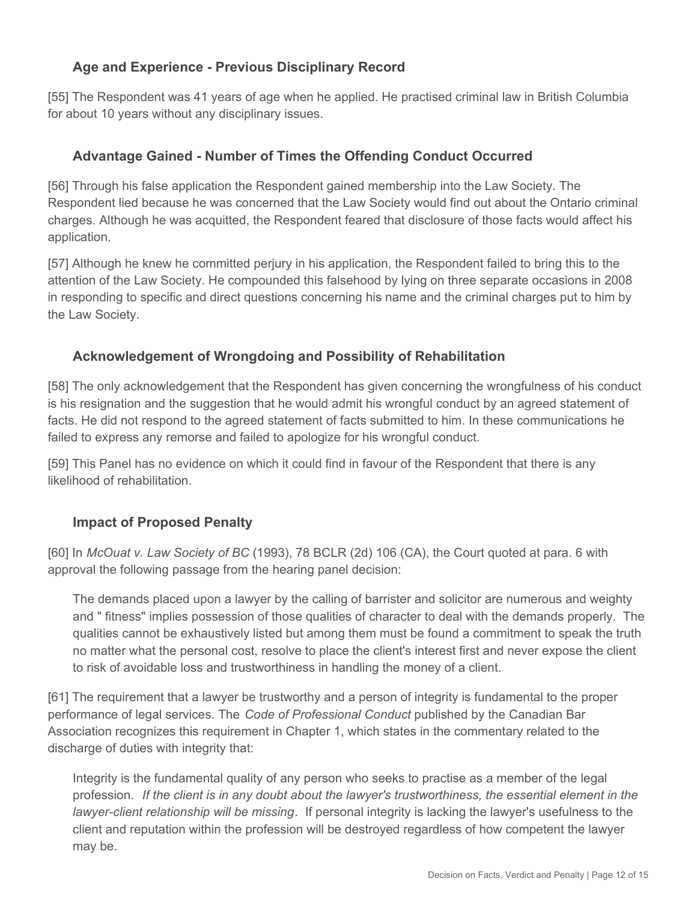### Age and Experience - Previous Disciplinary Record

[55] The Respondent was 41 years of age when he applied. He practised criminal law in British Columbia for about 10 years without any disciplinary issues.

### Advantage Gained - Number of Times the Offending Conduct Occurred

[56] Through his false application the Respondent gained membership into the Law Society. The Respondent lied because he was concerned that the Law Society would find out about the Ontario criminal charges. Although he was acquitted, the Respondent feared that disclosure of those facts would affect his application.

[57] Although he knew he committed perjury in his application, the Respondent failed to bring this to the attention of the Law Society. He compounded this falsehood by lying on three separate occasions in 2008 in responding to specific and direct questions concerning his name and the criminal charges put to him by the Law Society.

### Acknowledgement of Wrongdoing and Possibility of Rehabilitation

[58] The only acknowledgement that the Respondent has given concerning the wrongfulness of his conduct is his resignation and the suggestion that he would admit his wrongful conduct by an agreed statement of facts. He did not respond to the agreed statement of facts submitted to him. In these communications he failed to express any remorse and failed to apologize for his wrongful conduct.

[59] This Panel has no evidence on which it could find in favour of the Respondent that there is any likelihood of rehabilitation.

### Impact of Proposed Penalty

[60] In *McOuat v. Law Society of BC* (1993), 78 BCLR (2d) 106 (CA), the Court quoted at para. 6 with approval the following passage from the hearing panel decision:

> The demands placed upon a lawyer by the calling of barrister and solicitor are numerous and weighty and " fitness" implies possession of those qualities of character to deal with the demands properly. The qualities cannot be exhaustively listed but among them must be found a commitment to speak the truth no matter what the personal cost, resolve to place the client's interest first and never expose the client to risk of avoidable loss and trustworthiness in handling the money of a client.

[61] The requirement that a lawyer be trustworthy and a person of integrity is fundamental to the proper performance of legal services. The *Code of Professional Conduct* published by the Canadian Bar Association recognizes this requirement in Chapter 1, which states in the commentary related to the discharge of duties with integrity that:

> Integrity is the fundamental quality of any person who seeks to practise as a member of the legal profession. *If the client is in any doubt about the lawyer's trustworthiness, the essential element in the lawyer-client relationship will be missing*. If personal integrity is lacking the lawyer's usefulness to the client and reputation within the profession will be destroyed regardless of how competent the lawyer may be.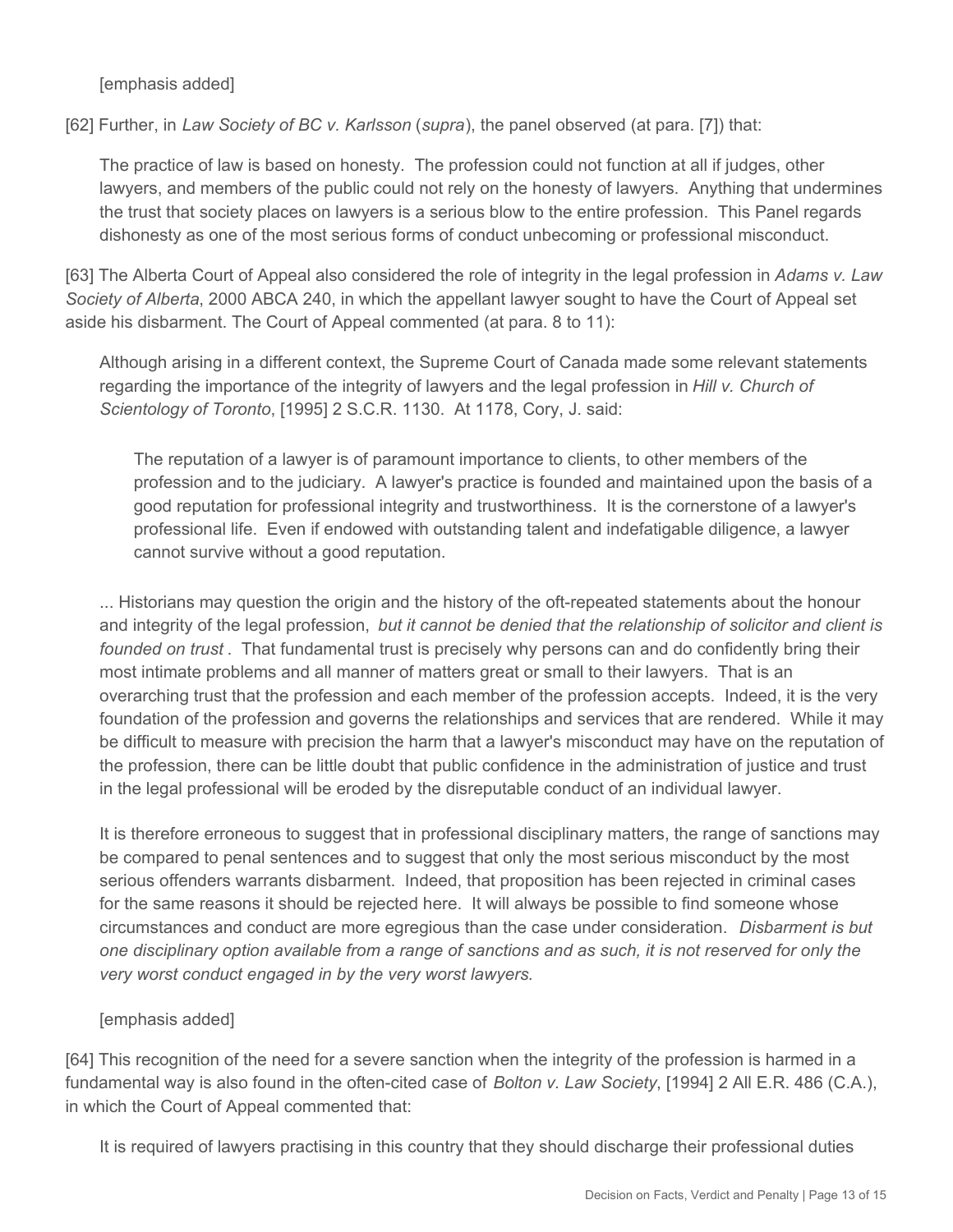[emphasis added]

[62] Further, in *Law Society of BC v. Karlsson* (*supra*), the panel observed (at para. [7]) that:

> The practice of law is based on honesty. The profession could not function at all if judges, other lawyers, and members of the public could not rely on the honesty of lawyers. Anything that undermines the trust that society places on lawyers is a serious blow to the entire profession. This Panel regards dishonesty as one of the most serious forms of conduct unbecoming or professional misconduct.

[63] The Alberta Court of Appeal also considered the role of integrity in the legal profession in *Adams v. Law Society of Alberta*, 2000 ABCA 240, in which the appellant lawyer sought to have the Court of Appeal set aside his disbarment. The Court of Appeal commented (at para. 8 to 11):

> Although arising in a different context, the Supreme Court of Canada made some relevant statements regarding the importance of the integrity of lawyers and the legal profession in *Hill v. Church of Scientology of Toronto*, [1995] 2 S.C.R. 1130. At 1178, Cory, J. said:
>
> > The reputation of a lawyer is of paramount importance to clients, to other members of the profession and to the judiciary. A lawyer's practice is founded and maintained upon the basis of a good reputation for professional integrity and trustworthiness. It is the cornerstone of a lawyer's professional life. Even if endowed with outstanding talent and indefatigable diligence, a lawyer cannot survive without a good reputation.
>
> ... Historians may question the origin and the history of the oft-repeated statements about the honour and integrity of the legal profession, *but it cannot be denied that the relationship of solicitor and client is founded on trust* . That fundamental trust is precisely why persons can and do confidently bring their most intimate problems and all manner of matters great or small to their lawyers. That is an overarching trust that the profession and each member of the profession accepts. Indeed, it is the very foundation of the profession and governs the relationships and services that are rendered. While it may be difficult to measure with precision the harm that a lawyer's misconduct may have on the reputation of the profession, there can be little doubt that public confidence in the administration of justice and trust in the legal professional will be eroded by the disreputable conduct of an individual lawyer.
>
> It is therefore erroneous to suggest that in professional disciplinary matters, the range of sanctions may be compared to penal sentences and to suggest that only the most serious misconduct by the most serious offenders warrants disbarment. Indeed, that proposition has been rejected in criminal cases for the same reasons it should be rejected here. It will always be possible to find someone whose circumstances and conduct are more egregious than the case under consideration. *Disbarment is but one disciplinary option available from a range of sanctions and as such, it is not reserved for only the very worst conduct engaged in by the very worst lawyers.*
>
> [emphasis added]

[64] This recognition of the need for a severe sanction when the integrity of the profession is harmed in a fundamental way is also found in the often-cited case of *Bolton v. Law Society*, [1994] 2 All E.R. 486 (C.A.), in which the Court of Appeal commented that:

> It is required of lawyers practising in this country that they should discharge their professional duties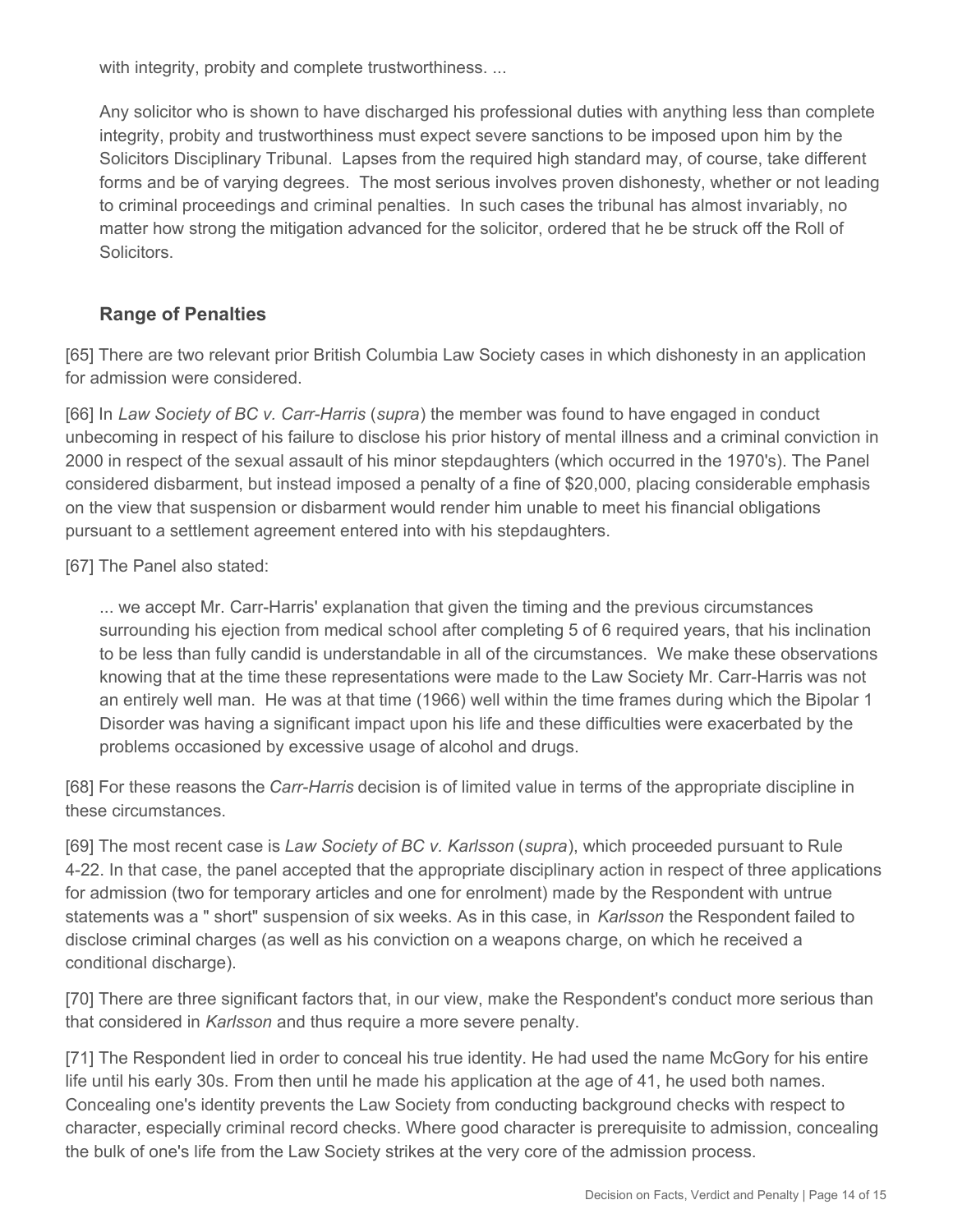> with integrity, probity and complete trustworthiness. ...
>
> Any solicitor who is shown to have discharged his professional duties with anything less than complete integrity, probity and trustworthiness must expect severe sanctions to be imposed upon him by the Solicitors Disciplinary Tribunal. Lapses from the required high standard may, of course, take different forms and be of varying degrees. The most serious involves proven dishonesty, whether or not leading to criminal proceedings and criminal penalties. In such cases the tribunal has almost invariably, no matter how strong the mitigation advanced for the solicitor, ordered that he be struck off the Roll of Solicitors.

### Range of Penalties

[65] There are two relevant prior British Columbia Law Society cases in which dishonesty in an application for admission were considered.

[66] In *Law Society of BC v. Carr-Harris* (*supra*) the member was found to have engaged in conduct unbecoming in respect of his failure to disclose his prior history of mental illness and a criminal conviction in 2000 in respect of the sexual assault of his minor stepdaughters (which occurred in the 1970's). The Panel considered disbarment, but instead imposed a penalty of a fine of $20,000, placing considerable emphasis on the view that suspension or disbarment would render him unable to meet his financial obligations pursuant to a settlement agreement entered into with his stepdaughters.

[67] The Panel also stated:

> ... we accept Mr. Carr-Harris' explanation that given the timing and the previous circumstances surrounding his ejection from medical school after completing 5 of 6 required years, that his inclination to be less than fully candid is understandable in all of the circumstances. We make these observations knowing that at the time these representations were made to the Law Society Mr. Carr-Harris was not an entirely well man. He was at that time (1966) well within the time frames during which the Bipolar 1 Disorder was having a significant impact upon his life and these difficulties were exacerbated by the problems occasioned by excessive usage of alcohol and drugs.

[68] For these reasons the *Carr-Harris* decision is of limited value in terms of the appropriate discipline in these circumstances.

[69] The most recent case is *Law Society of BC v. Karlsson* (*supra*), which proceeded pursuant to Rule 4-22. In that case, the panel accepted that the appropriate disciplinary action in respect of three applications for admission (two for temporary articles and one for enrolment) made by the Respondent with untrue statements was a " short" suspension of six weeks. As in this case, in *Karlsson* the Respondent failed to disclose criminal charges (as well as his conviction on a weapons charge, on which he received a conditional discharge).

[70] There are three significant factors that, in our view, make the Respondent's conduct more serious than that considered in *Karlsson* and thus require a more severe penalty.

[71] The Respondent lied in order to conceal his true identity. He had used the name McGory for his entire life until his early 30s. From then until he made his application at the age of 41, he used both names. Concealing one's identity prevents the Law Society from conducting background checks with respect to character, especially criminal record checks. Where good character is prerequisite to admission, concealing the bulk of one's life from the Law Society strikes at the very core of the admission process.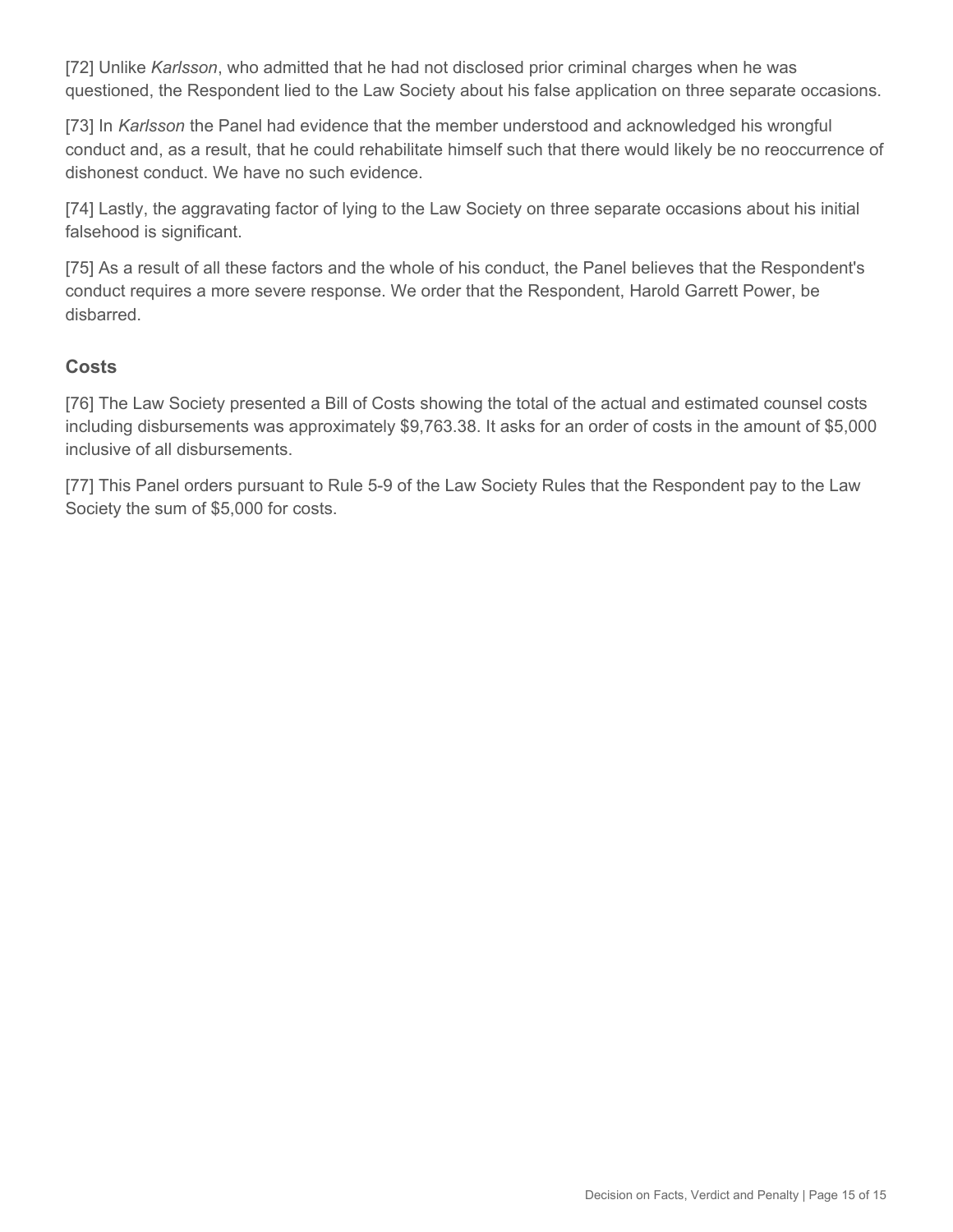[72] Unlike *Karlsson*, who admitted that he had not disclosed prior criminal charges when he was questioned, the Respondent lied to the Law Society about his false application on three separate occasions.

[73] In *Karlsson* the Panel had evidence that the member understood and acknowledged his wrongful conduct and, as a result, that he could rehabilitate himself such that there would likely be no reoccurrence of dishonest conduct. We have no such evidence.

[74] Lastly, the aggravating factor of lying to the Law Society on three separate occasions about his initial falsehood is significant.

[75] As a result of all these factors and the whole of his conduct, the Panel believes that the Respondent's conduct requires a more severe response. We order that the Respondent, Harold Garrett Power, be disbarred.

## Costs

[76] The Law Society presented a Bill of Costs showing the total of the actual and estimated counsel costs including disbursements was approximately $9,763.38. It asks for an order of costs in the amount of $5,000 inclusive of all disbursements.

[77] This Panel orders pursuant to Rule 5-9 of the Law Society Rules that the Respondent pay to the Law Society the sum of $5,000 for costs.